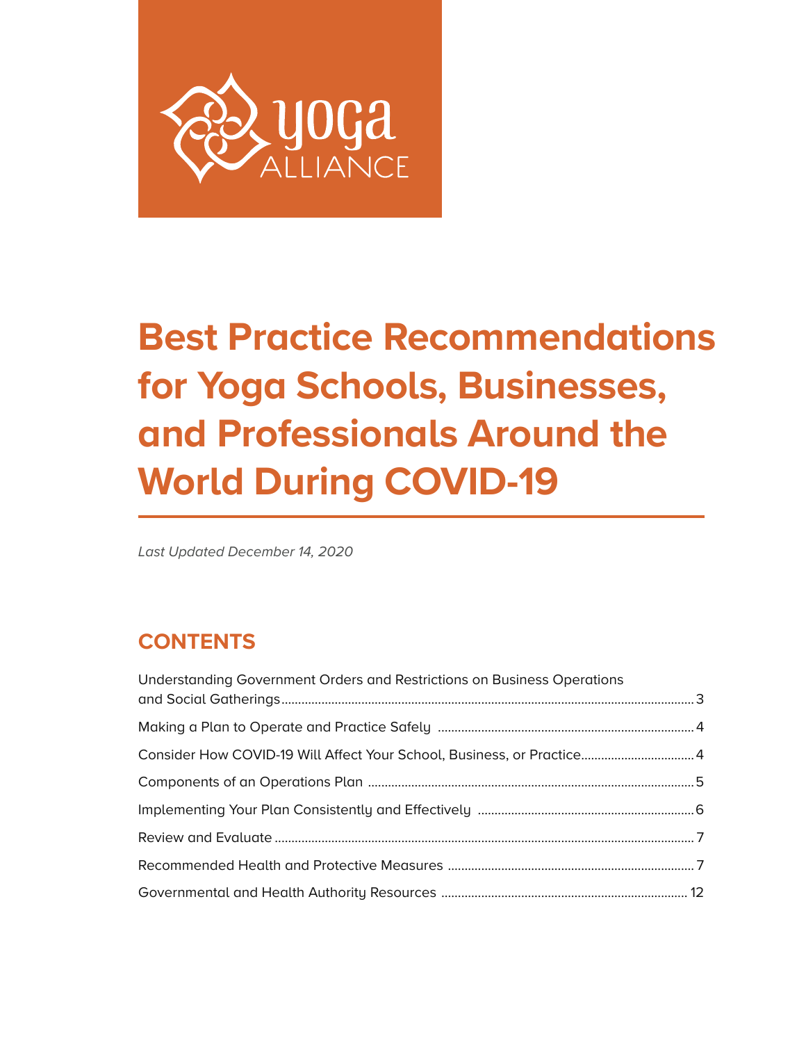yoga ALLIANCE

# Best Practice Recommendations for Yoga Schools, Businesses, and Professionals Around the World During COVID-19

*Last Updated December 14, 2020*

## CONTENTS

Understanding Government Orders and Restrictions on Business Operations and Social Gatherings .......... 3

Making a Plan to Operate and Practice Safely .......... 4

Consider How COVID-19 Will Affect Your School, Business, or Practice .......... 4

Components of an Operations Plan .......... 5

Implementing Your Plan Consistently and Effectively .......... 6

Review and Evaluate .......... 7

Recommended Health and Protective Measures .......... 7

Governmental and Health Authority Resources .......... 12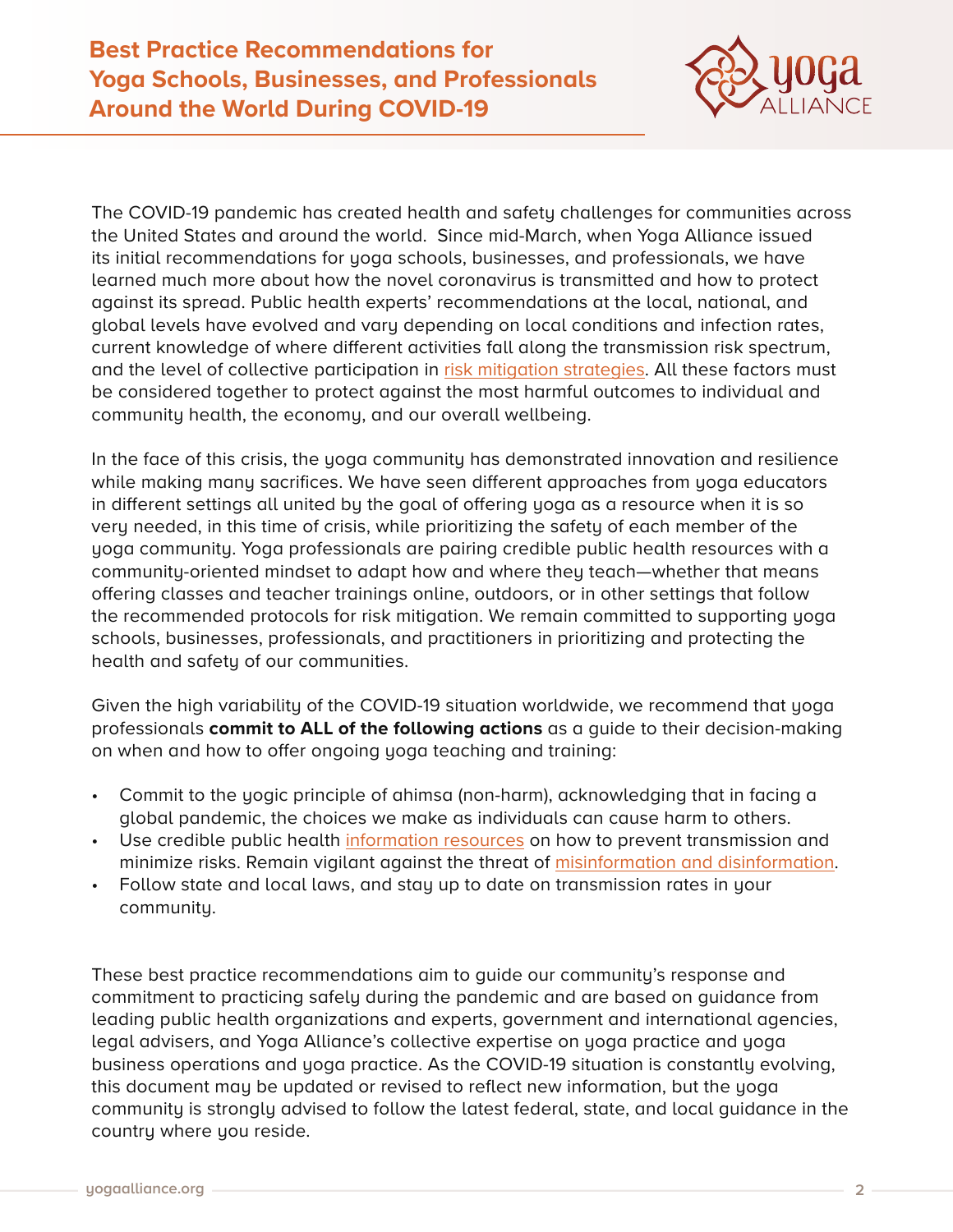# Best Practice Recommendations for Yoga Schools, Businesses, and Professionals Around the World During COVID-19

The COVID-19 pandemic has created health and safety challenges for communities across the United States and around the world. Since mid-March, when Yoga Alliance issued its initial recommendations for yoga schools, businesses, and professionals, we have learned much more about how the novel coronavirus is transmitted and how to protect against its spread. Public health experts' recommendations at the local, national, and global levels have evolved and vary depending on local conditions and infection rates, current knowledge of where different activities fall along the transmission risk spectrum, and the level of collective participation in risk mitigation strategies. All these factors must be considered together to protect against the most harmful outcomes to individual and community health, the economy, and our overall wellbeing.

In the face of this crisis, the yoga community has demonstrated innovation and resilience while making many sacrifices. We have seen different approaches from yoga educators in different settings all united by the goal of offering yoga as a resource when it is so very needed, in this time of crisis, while prioritizing the safety of each member of the yoga community. Yoga professionals are pairing credible public health resources with a community-oriented mindset to adapt how and where they teach—whether that means offering classes and teacher trainings online, outdoors, or in other settings that follow the recommended protocols for risk mitigation. We remain committed to supporting yoga schools, businesses, professionals, and practitioners in prioritizing and protecting the health and safety of our communities.

Given the high variability of the COVID-19 situation worldwide, we recommend that yoga professionals **commit to ALL of the following actions** as a guide to their decision-making on when and how to offer ongoing yoga teaching and training:

- Commit to the yogic principle of ahimsa (non-harm), acknowledging that in facing a global pandemic, the choices we make as individuals can cause harm to others.
- Use credible public health information resources on how to prevent transmission and minimize risks. Remain vigilant against the threat of misinformation and disinformation.
- Follow state and local laws, and stay up to date on transmission rates in your community.

These best practice recommendations aim to guide our community's response and commitment to practicing safely during the pandemic and are based on guidance from leading public health organizations and experts, government and international agencies, legal advisers, and Yoga Alliance's collective expertise on yoga practice and yoga business operations and yoga practice. As the COVID-19 situation is constantly evolving, this document may be updated or revised to reflect new information, but the yoga community is strongly advised to follow the latest federal, state, and local guidance in the country where you reside.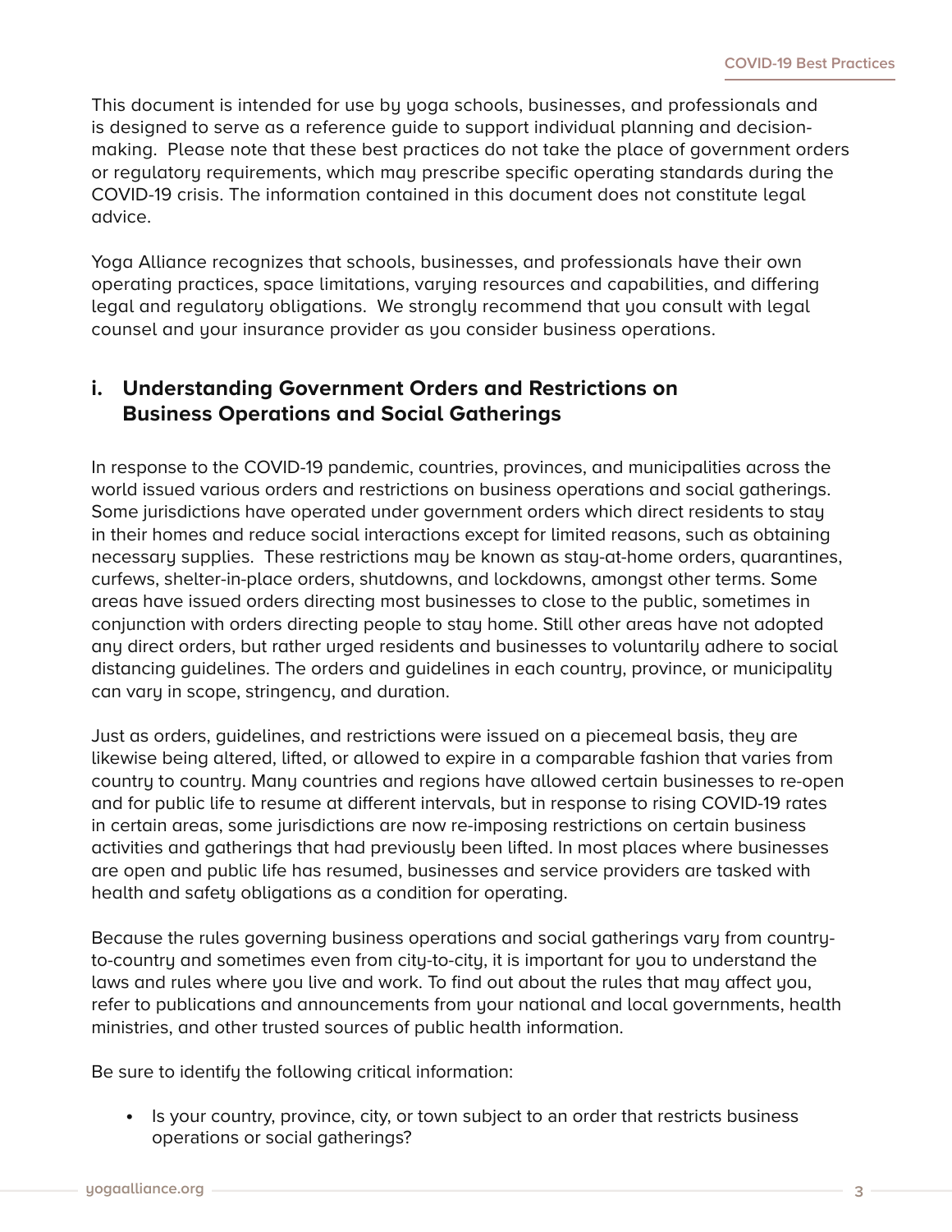This document is intended for use by yoga schools, businesses, and professionals and is designed to serve as a reference guide to support individual planning and decision-making. Please note that these best practices do not take the place of government orders or regulatory requirements, which may prescribe specific operating standards during the COVID-19 crisis. The information contained in this document does not constitute legal advice.

Yoga Alliance recognizes that schools, businesses, and professionals have their own operating practices, space limitations, varying resources and capabilities, and differing legal and regulatory obligations. We strongly recommend that you consult with legal counsel and your insurance provider as you consider business operations.

## i. Understanding Government Orders and Restrictions on Business Operations and Social Gatherings

In response to the COVID-19 pandemic, countries, provinces, and municipalities across the world issued various orders and restrictions on business operations and social gatherings. Some jurisdictions have operated under government orders which direct residents to stay in their homes and reduce social interactions except for limited reasons, such as obtaining necessary supplies. These restrictions may be known as stay-at-home orders, quarantines, curfews, shelter-in-place orders, shutdowns, and lockdowns, amongst other terms. Some areas have issued orders directing most businesses to close to the public, sometimes in conjunction with orders directing people to stay home. Still other areas have not adopted any direct orders, but rather urged residents and businesses to voluntarily adhere to social distancing guidelines. The orders and guidelines in each country, province, or municipality can vary in scope, stringency, and duration.

Just as orders, guidelines, and restrictions were issued on a piecemeal basis, they are likewise being altered, lifted, or allowed to expire in a comparable fashion that varies from country to country. Many countries and regions have allowed certain businesses to re-open and for public life to resume at different intervals, but in response to rising COVID-19 rates in certain areas, some jurisdictions are now re-imposing restrictions on certain business activities and gatherings that had previously been lifted. In most places where businesses are open and public life has resumed, businesses and service providers are tasked with health and safety obligations as a condition for operating.

Because the rules governing business operations and social gatherings vary from country-to-country and sometimes even from city-to-city, it is important for you to understand the laws and rules where you live and work. To find out about the rules that may affect you, refer to publications and announcements from your national and local governments, health ministries, and other trusted sources of public health information.

Be sure to identify the following critical information:

- Is your country, province, city, or town subject to an order that restricts business operations or social gatherings?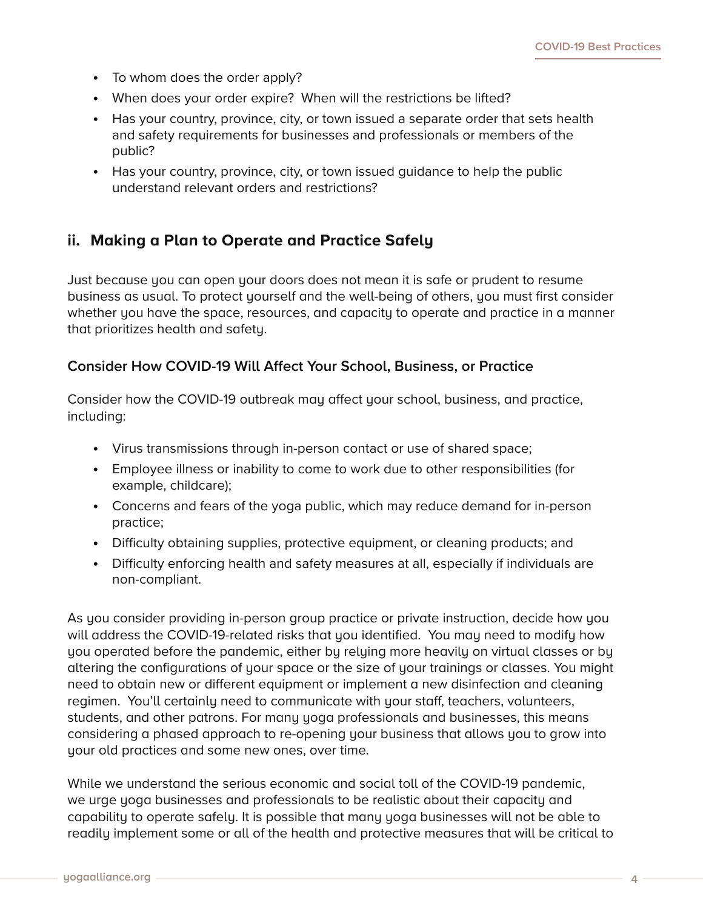- To whom does the order apply?
- When does your order expire?  When will the restrictions be lifted?
- Has your country, province, city, or town issued a separate order that sets health and safety requirements for businesses and professionals or members of the public?
- Has your country, province, city, or town issued guidance to help the public understand relevant orders and restrictions?

## ii. Making a Plan to Operate and Practice Safely

Just because you can open your doors does not mean it is safe or prudent to resume business as usual. To protect yourself and the well-being of others, you must first consider whether you have the space, resources, and capacity to operate and practice in a manner that prioritizes health and safety.

### Consider How COVID-19 Will Affect Your School, Business, or Practice

Consider how the COVID-19 outbreak may affect your school, business, and practice, including:

- Virus transmissions through in-person contact or use of shared space;
- Employee illness or inability to come to work due to other responsibilities (for example, childcare);
- Concerns and fears of the yoga public, which may reduce demand for in-person practice;
- Difficulty obtaining supplies, protective equipment, or cleaning products; and
- Difficulty enforcing health and safety measures at all, especially if individuals are non-compliant.

As you consider providing in-person group practice or private instruction, decide how you will address the COVID-19-related risks that you identified.  You may need to modify how you operated before the pandemic, either by relying more heavily on virtual classes or by altering the configurations of your space or the size of your trainings or classes. You might need to obtain new or different equipment or implement a new disinfection and cleaning regimen.  You'll certainly need to communicate with your staff, teachers, volunteers, students, and other patrons. For many yoga professionals and businesses, this means considering a phased approach to re-opening your business that allows you to grow into your old practices and some new ones, over time.

While we understand the serious economic and social toll of the COVID-19 pandemic, we urge yoga businesses and professionals to be realistic about their capacity and capability to operate safely. It is possible that many yoga businesses will not be able to readily implement some or all of the health and protective measures that will be critical to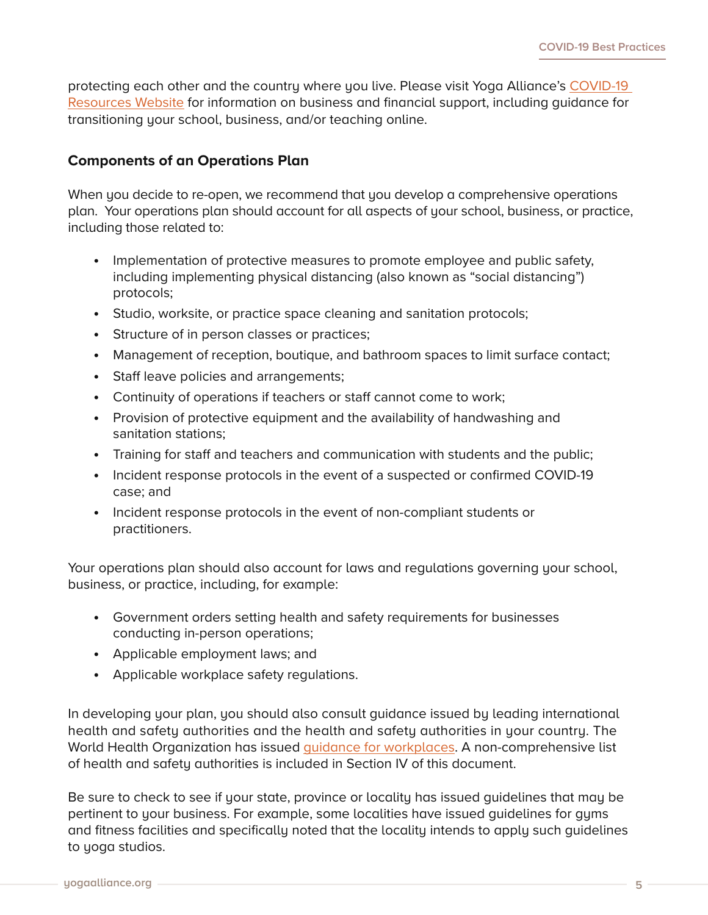protecting each other and the country where you live. Please visit Yoga Alliance's COVID-19 Resources Website for information on business and financial support, including guidance for transitioning your school, business, and/or teaching online.

### Components of an Operations Plan

When you decide to re-open, we recommend that you develop a comprehensive operations plan. Your operations plan should account for all aspects of your school, business, or practice, including those related to:

- Implementation of protective measures to promote employee and public safety, including implementing physical distancing (also known as "social distancing") protocols;
- Studio, worksite, or practice space cleaning and sanitation protocols;
- Structure of in person classes or practices;
- Management of reception, boutique, and bathroom spaces to limit surface contact;
- Staff leave policies and arrangements;
- Continuity of operations if teachers or staff cannot come to work;
- Provision of protective equipment and the availability of handwashing and sanitation stations;
- Training for staff and teachers and communication with students and the public;
- Incident response protocols in the event of a suspected or confirmed COVID-19 case; and
- Incident response protocols in the event of non-compliant students or practitioners.

Your operations plan should also account for laws and regulations governing your school, business, or practice, including, for example:

- Government orders setting health and safety requirements for businesses conducting in-person operations;
- Applicable employment laws; and
- Applicable workplace safety regulations.

In developing your plan, you should also consult guidance issued by leading international health and safety authorities and the health and safety authorities in your country. The World Health Organization has issued guidance for workplaces. A non-comprehensive list of health and safety authorities is included in Section IV of this document.

Be sure to check to see if your state, province or locality has issued guidelines that may be pertinent to your business. For example, some localities have issued guidelines for gyms and fitness facilities and specifically noted that the locality intends to apply such guidelines to yoga studios.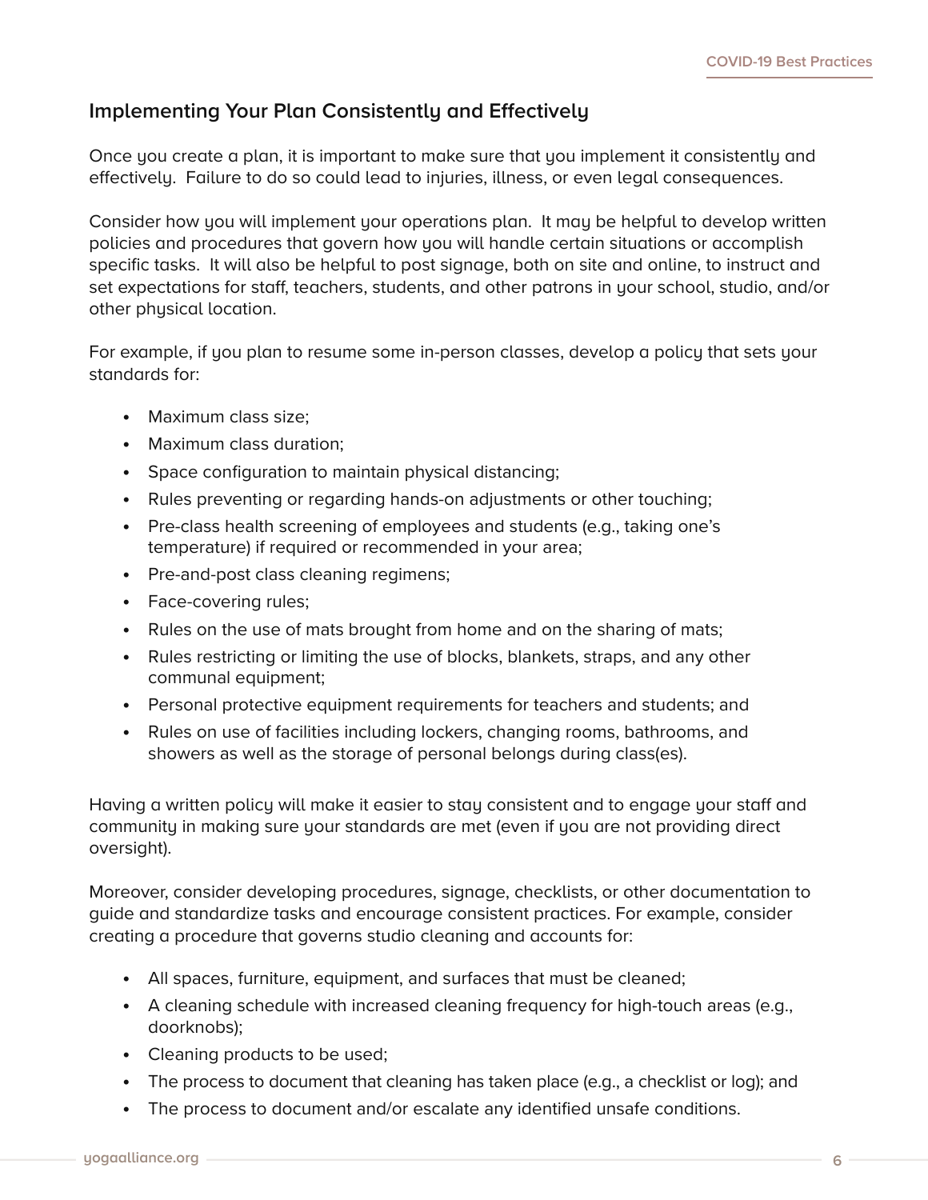## Implementing Your Plan Consistently and Effectively

Once you create a plan, it is important to make sure that you implement it consistently and effectively. Failure to do so could lead to injuries, illness, or even legal consequences.

Consider how you will implement your operations plan. It may be helpful to develop written policies and procedures that govern how you will handle certain situations or accomplish specific tasks. It will also be helpful to post signage, both on site and online, to instruct and set expectations for staff, teachers, students, and other patrons in your school, studio, and/or other physical location.

For example, if you plan to resume some in-person classes, develop a policy that sets your standards for:

- Maximum class size;
- Maximum class duration;
- Space configuration to maintain physical distancing;
- Rules preventing or regarding hands-on adjustments or other touching;
- Pre-class health screening of employees and students (e.g., taking one's temperature) if required or recommended in your area;
- Pre-and-post class cleaning regimens;
- Face-covering rules;
- Rules on the use of mats brought from home and on the sharing of mats;
- Rules restricting or limiting the use of blocks, blankets, straps, and any other communal equipment;
- Personal protective equipment requirements for teachers and students; and
- Rules on use of facilities including lockers, changing rooms, bathrooms, and showers as well as the storage of personal belongs during class(es).

Having a written policy will make it easier to stay consistent and to engage your staff and community in making sure your standards are met (even if you are not providing direct oversight).

Moreover, consider developing procedures, signage, checklists, or other documentation to guide and standardize tasks and encourage consistent practices. For example, consider creating a procedure that governs studio cleaning and accounts for:

- All spaces, furniture, equipment, and surfaces that must be cleaned;
- A cleaning schedule with increased cleaning frequency for high-touch areas (e.g., doorknobs);
- Cleaning products to be used;
- The process to document that cleaning has taken place (e.g., a checklist or log); and
- The process to document and/or escalate any identified unsafe conditions.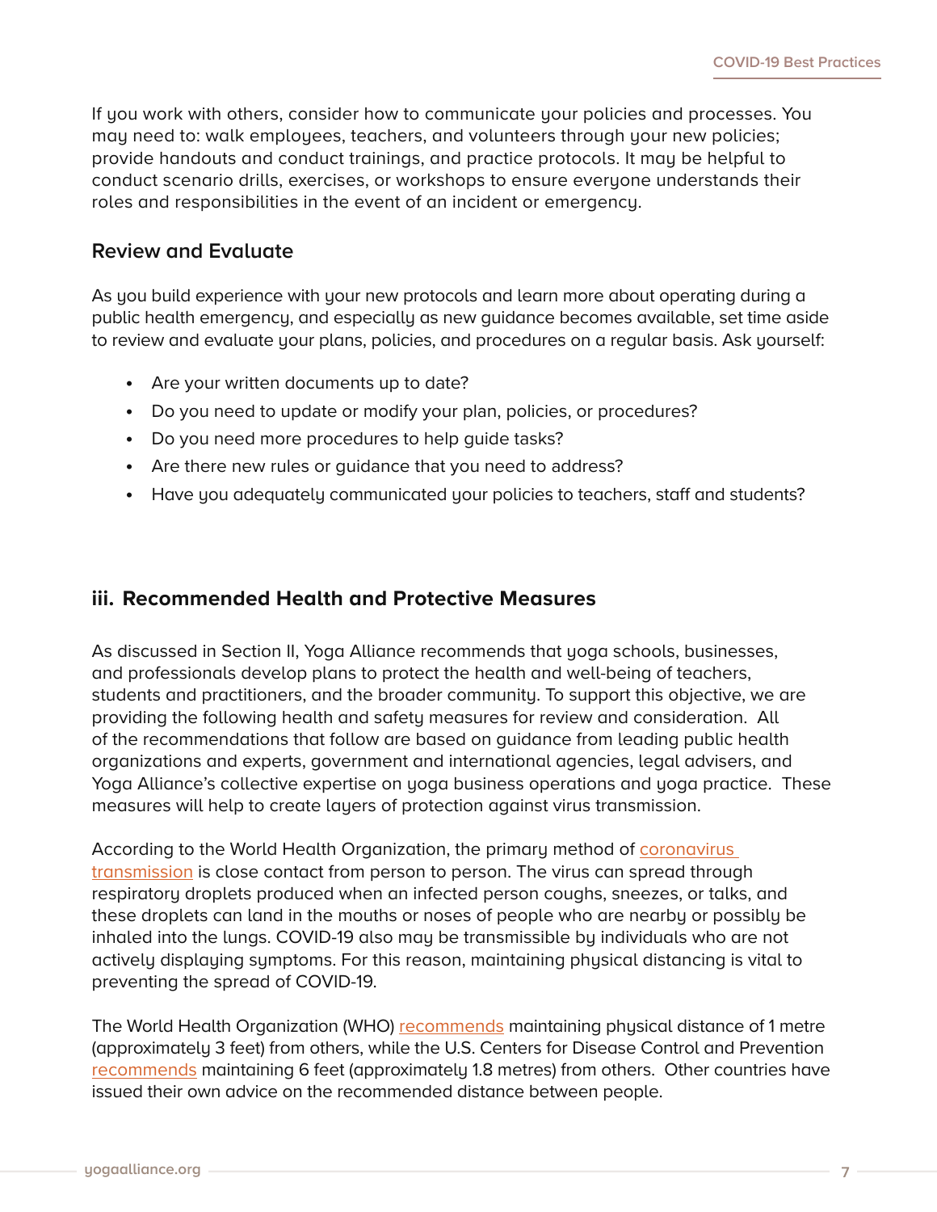If you work with others, consider how to communicate your policies and processes. You may need to: walk employees, teachers, and volunteers through your new policies; provide handouts and conduct trainings, and practice protocols. It may be helpful to conduct scenario drills, exercises, or workshops to ensure everyone understands their roles and responsibilities in the event of an incident or emergency.

### Review and Evaluate

As you build experience with your new protocols and learn more about operating during a public health emergency, and especially as new guidance becomes available, set time aside to review and evaluate your plans, policies, and procedures on a regular basis. Ask yourself:

- Are your written documents up to date?
- Do you need to update or modify your plan, policies, or procedures?
- Do you need more procedures to help guide tasks?
- Are there new rules or guidance that you need to address?
- Have you adequately communicated your policies to teachers, staff and students?

## iii. Recommended Health and Protective Measures

As discussed in Section II, Yoga Alliance recommends that yoga schools, businesses, and professionals develop plans to protect the health and well-being of teachers, students and practitioners, and the broader community. To support this objective, we are providing the following health and safety measures for review and consideration. All of the recommendations that follow are based on guidance from leading public health organizations and experts, government and international agencies, legal advisers, and Yoga Alliance's collective expertise on yoga business operations and yoga practice. These measures will help to create layers of protection against virus transmission.

According to the World Health Organization, the primary method of coronavirus transmission is close contact from person to person. The virus can spread through respiratory droplets produced when an infected person coughs, sneezes, or talks, and these droplets can land in the mouths or noses of people who are nearby or possibly be inhaled into the lungs. COVID-19 also may be transmissible by individuals who are not actively displaying symptoms. For this reason, maintaining physical distancing is vital to preventing the spread of COVID-19.

The World Health Organization (WHO) recommends maintaining physical distance of 1 metre (approximately 3 feet) from others, while the U.S. Centers for Disease Control and Prevention recommends maintaining 6 feet (approximately 1.8 metres) from others. Other countries have issued their own advice on the recommended distance between people.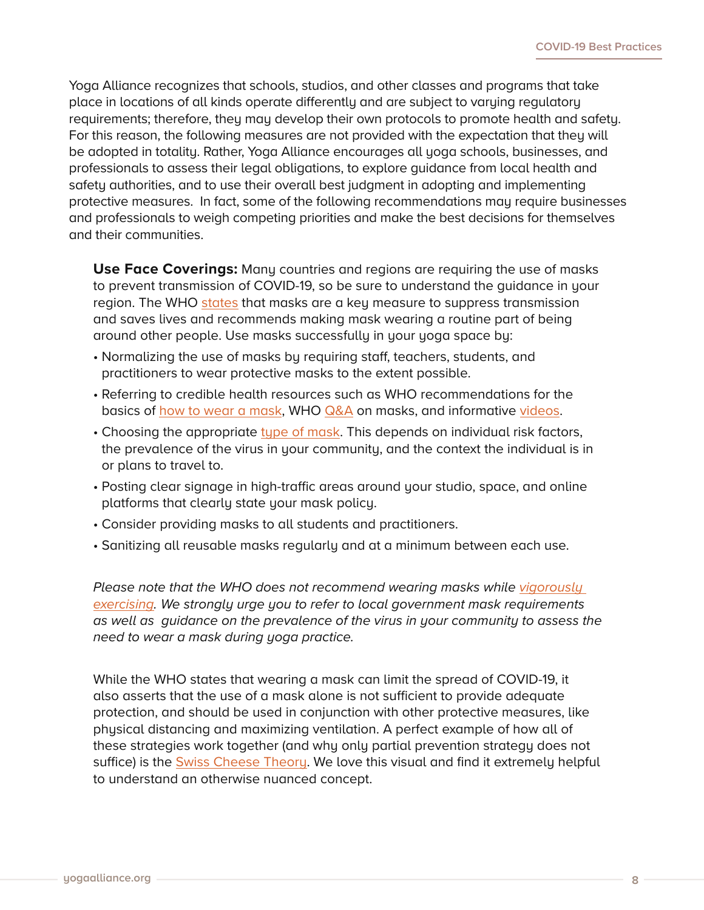Yoga Alliance recognizes that schools, studios, and other classes and programs that take place in locations of all kinds operate differently and are subject to varying regulatory requirements; therefore, they may develop their own protocols to promote health and safety. For this reason, the following measures are not provided with the expectation that they will be adopted in totality. Rather, Yoga Alliance encourages all yoga schools, businesses, and professionals to assess their legal obligations, to explore guidance from local health and safety authorities, and to use their overall best judgment in adopting and implementing protective measures. In fact, some of the following recommendations may require businesses and professionals to weigh competing priorities and make the best decisions for themselves and their communities.

**Use Face Coverings:** Many countries and regions are requiring the use of masks to prevent transmission of COVID-19, so be sure to understand the guidance in your region. The WHO states that masks are a key measure to suppress transmission and saves lives and recommends making mask wearing a routine part of being around other people. Use masks successfully in your yoga space by:

- Normalizing the use of masks by requiring staff, teachers, students, and practitioners to wear protective masks to the extent possible.
- Referring to credible health resources such as WHO recommendations for the basics of how to wear a mask, WHO Q&A on masks, and informative videos.
- Choosing the appropriate type of mask. This depends on individual risk factors, the prevalence of the virus in your community, and the context the individual is in or plans to travel to.
- Posting clear signage in high-traffic areas around your studio, space, and online platforms that clearly state your mask policy.
- Consider providing masks to all students and practitioners.
- Sanitizing all reusable masks regularly and at a minimum between each use.

*Please note that the WHO does not recommend wearing masks while vigorously exercising. We strongly urge you to refer to local government mask requirements as well as guidance on the prevalence of the virus in your community to assess the need to wear a mask during yoga practice.*

While the WHO states that wearing a mask can limit the spread of COVID-19, it also asserts that the use of a mask alone is not sufficient to provide adequate protection, and should be used in conjunction with other protective measures, like physical distancing and maximizing ventilation. A perfect example of how all of these strategies work together (and why only partial prevention strategy does not suffice) is the Swiss Cheese Theory. We love this visual and find it extremely helpful to understand an otherwise nuanced concept.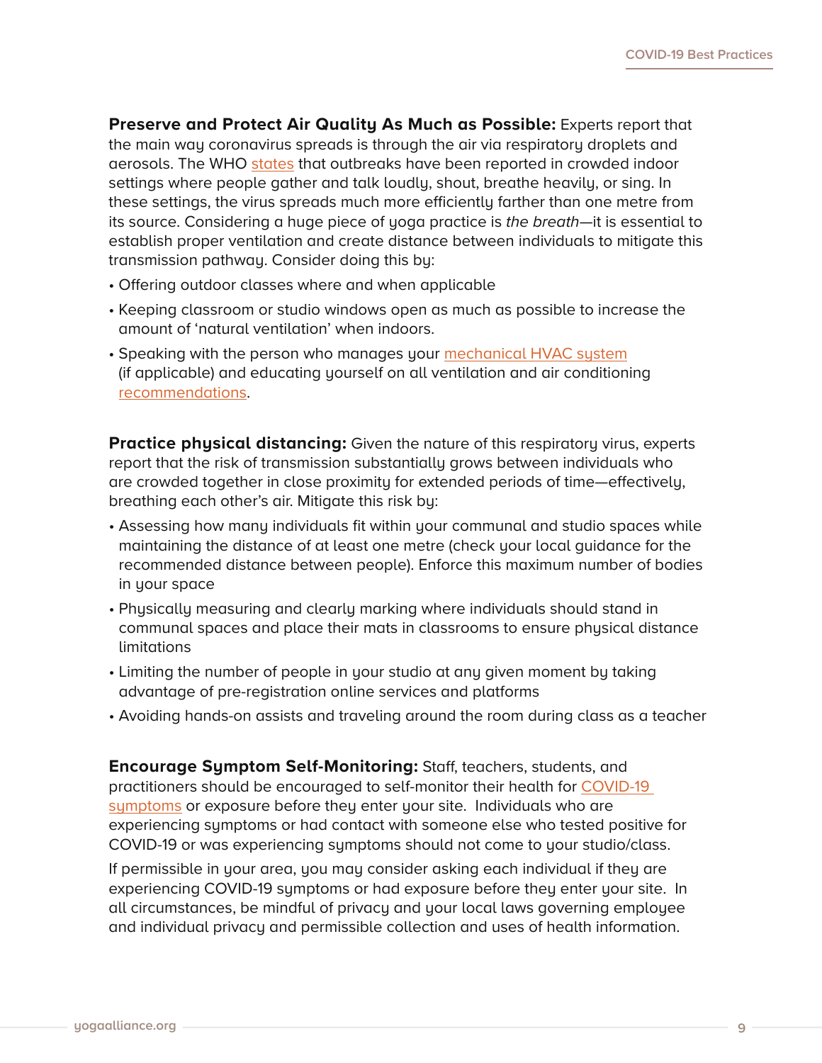**Preserve and Protect Air Quality As Much as Possible:** Experts report that the main way coronavirus spreads is through the air via respiratory droplets and aerosols. The WHO states that outbreaks have been reported in crowded indoor settings where people gather and talk loudly, shout, breathe heavily, or sing. In these settings, the virus spreads much more efficiently farther than one metre from its source. Considering a huge piece of yoga practice is *the breath*—it is essential to establish proper ventilation and create distance between individuals to mitigate this transmission pathway. Consider doing this by:

- Offering outdoor classes where and when applicable
- Keeping classroom or studio windows open as much as possible to increase the amount of 'natural ventilation' when indoors.
- Speaking with the person who manages your mechanical HVAC system (if applicable) and educating yourself on all ventilation and air conditioning recommendations.

**Practice physical distancing:** Given the nature of this respiratory virus, experts report that the risk of transmission substantially grows between individuals who are crowded together in close proximity for extended periods of time—effectively, breathing each other's air. Mitigate this risk by:

- Assessing how many individuals fit within your communal and studio spaces while maintaining the distance of at least one metre (check your local guidance for the recommended distance between people). Enforce this maximum number of bodies in your space
- Physically measuring and clearly marking where individuals should stand in communal spaces and place their mats in classrooms to ensure physical distance limitations
- Limiting the number of people in your studio at any given moment by taking advantage of pre-registration online services and platforms
- Avoiding hands-on assists and traveling around the room during class as a teacher

**Encourage Symptom Self-Monitoring:** Staff, teachers, students, and practitioners should be encouraged to self-monitor their health for COVID-19 symptoms or exposure before they enter your site. Individuals who are experiencing symptoms or had contact with someone else who tested positive for COVID-19 or was experiencing symptoms should not come to your studio/class.

If permissible in your area, you may consider asking each individual if they are experiencing COVID-19 symptoms or had exposure before they enter your site. In all circumstances, be mindful of privacy and your local laws governing employee and individual privacy and permissible collection and uses of health information.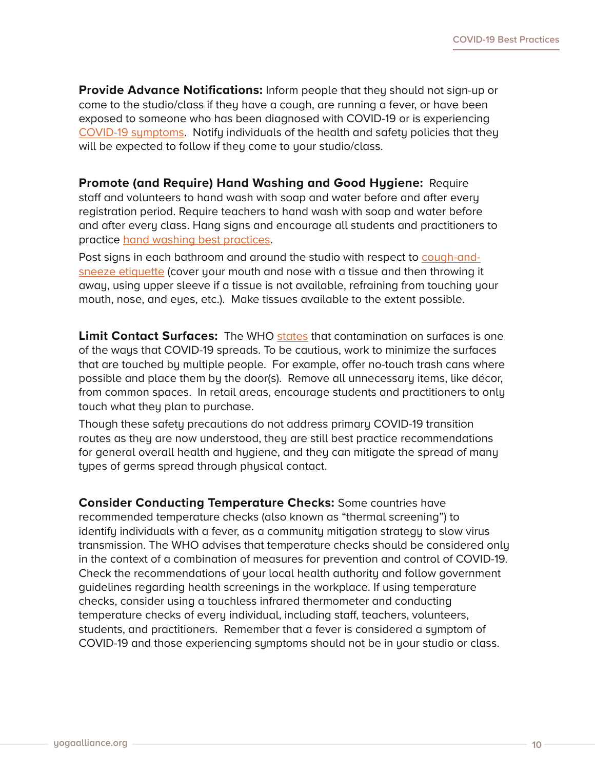**Provide Advance Notifications:** Inform people that they should not sign-up or come to the studio/class if they have a cough, are running a fever, or have been exposed to someone who has been diagnosed with COVID-19 or is experiencing COVID-19 symptoms. Notify individuals of the health and safety policies that they will be expected to follow if they come to your studio/class.

**Promote (and Require) Hand Washing and Good Hygiene:** Require staff and volunteers to hand wash with soap and water before and after every registration period. Require teachers to hand wash with soap and water before and after every class. Hang signs and encourage all students and practitioners to practice hand washing best practices.

Post signs in each bathroom and around the studio with respect to cough-and-sneeze etiquette (cover your mouth and nose with a tissue and then throwing it away, using upper sleeve if a tissue is not available, refraining from touching your mouth, nose, and eyes, etc.). Make tissues available to the extent possible.

**Limit Contact Surfaces:** The WHO states that contamination on surfaces is one of the ways that COVID-19 spreads. To be cautious, work to minimize the surfaces that are touched by multiple people. For example, offer no-touch trash cans where possible and place them by the door(s). Remove all unnecessary items, like décor, from common spaces. In retail areas, encourage students and practitioners to only touch what they plan to purchase.

Though these safety precautions do not address primary COVID-19 transition routes as they are now understood, they are still best practice recommendations for general overall health and hygiene, and they can mitigate the spread of many types of germs spread through physical contact.

**Consider Conducting Temperature Checks:** Some countries have recommended temperature checks (also known as "thermal screening") to identify individuals with a fever, as a community mitigation strategy to slow virus transmission. The WHO advises that temperature checks should be considered only in the context of a combination of measures for prevention and control of COVID-19. Check the recommendations of your local health authority and follow government guidelines regarding health screenings in the workplace. If using temperature checks, consider using a touchless infrared thermometer and conducting temperature checks of every individual, including staff, teachers, volunteers, students, and practitioners. Remember that a fever is considered a symptom of COVID-19 and those experiencing symptoms should not be in your studio or class.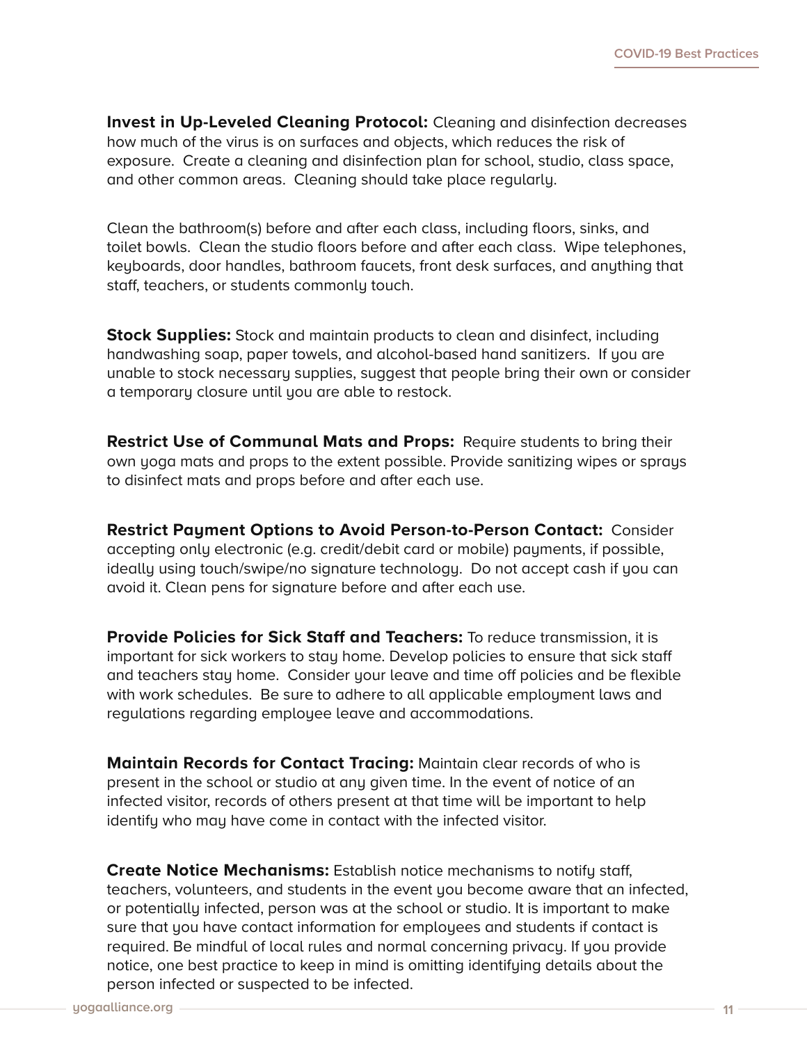**Invest in Up-Leveled Cleaning Protocol:** Cleaning and disinfection decreases how much of the virus is on surfaces and objects, which reduces the risk of exposure. Create a cleaning and disinfection plan for school, studio, class space, and other common areas. Cleaning should take place regularly.

Clean the bathroom(s) before and after each class, including floors, sinks, and toilet bowls. Clean the studio floors before and after each class. Wipe telephones, keyboards, door handles, bathroom faucets, front desk surfaces, and anything that staff, teachers, or students commonly touch.

**Stock Supplies:** Stock and maintain products to clean and disinfect, including handwashing soap, paper towels, and alcohol-based hand sanitizers. If you are unable to stock necessary supplies, suggest that people bring their own or consider a temporary closure until you are able to restock.

**Restrict Use of Communal Mats and Props:** Require students to bring their own yoga mats and props to the extent possible. Provide sanitizing wipes or sprays to disinfect mats and props before and after each use.

**Restrict Payment Options to Avoid Person-to-Person Contact:** Consider accepting only electronic (e.g. credit/debit card or mobile) payments, if possible, ideally using touch/swipe/no signature technology. Do not accept cash if you can avoid it. Clean pens for signature before and after each use.

**Provide Policies for Sick Staff and Teachers:** To reduce transmission, it is important for sick workers to stay home. Develop policies to ensure that sick staff and teachers stay home. Consider your leave and time off policies and be flexible with work schedules. Be sure to adhere to all applicable employment laws and regulations regarding employee leave and accommodations.

**Maintain Records for Contact Tracing:** Maintain clear records of who is present in the school or studio at any given time. In the event of notice of an infected visitor, records of others present at that time will be important to help identify who may have come in contact with the infected visitor.

**Create Notice Mechanisms:** Establish notice mechanisms to notify staff, teachers, volunteers, and students in the event you become aware that an infected, or potentially infected, person was at the school or studio. It is important to make sure that you have contact information for employees and students if contact is required. Be mindful of local rules and normal concerning privacy. If you provide notice, one best practice to keep in mind is omitting identifying details about the person infected or suspected to be infected.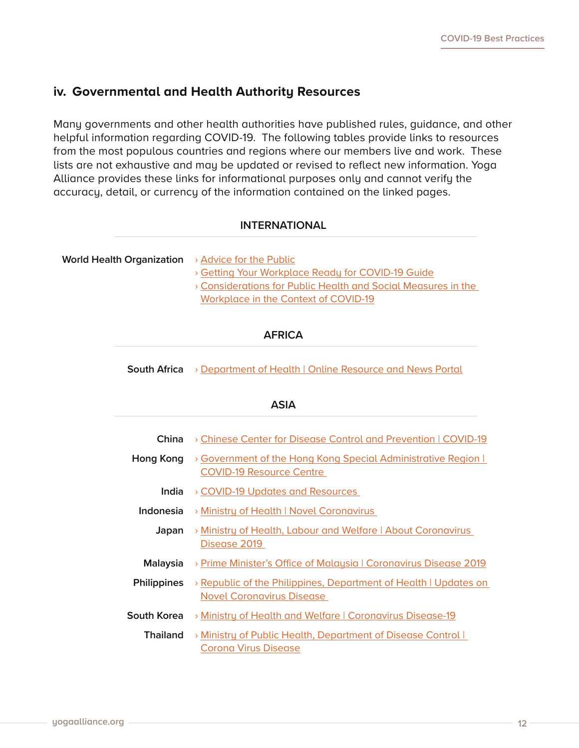## iv. Governmental and Health Authority Resources

Many governments and other health authorities have published rules, guidance, and other helpful information regarding COVID-19. The following tables provide links to resources from the most populous countries and regions where our members live and work. These lists are not exhaustive and may be updated or revised to reflect new information. Yoga Alliance provides these links for informational purposes only and cannot verify the accuracy, detail, or currency of the information contained on the linked pages.

### INTERNATIONAL

| | |
|---|---|
| **World Health Organization** | › Advice for the Public<br>› Getting Your Workplace Ready for COVID-19 Guide<br>› Considerations for Public Health and Social Measures in the Workplace in the Context of COVID-19 |

### AFRICA

| | |
|---|---|
| **South Africa** | › Department of Health \| Online Resource and News Portal |

### ASIA

| | |
|---|---|
| **China** | › Chinese Center for Disease Control and Prevention \| COVID-19 |
| **Hong Kong** | › Government of the Hong Kong Special Administrative Region \| COVID-19 Resource Centre |
| **India** | › COVID-19 Updates and Resources |
| **Indonesia** | › Ministry of Health \| Novel Coronavirus |
| **Japan** | › Ministry of Health, Labour and Welfare \| About Coronavirus Disease 2019 |
| **Malaysia** | › Prime Minister's Office of Malaysia \| Coronavirus Disease 2019 |
| **Philippines** | › Republic of the Philippines, Department of Health \| Updates on Novel Coronavirus Disease |
| **South Korea** | › Ministry of Health and Welfare \| Coronavirus Disease-19 |
| **Thailand** | › Ministry of Public Health, Department of Disease Control \| Corona Virus Disease |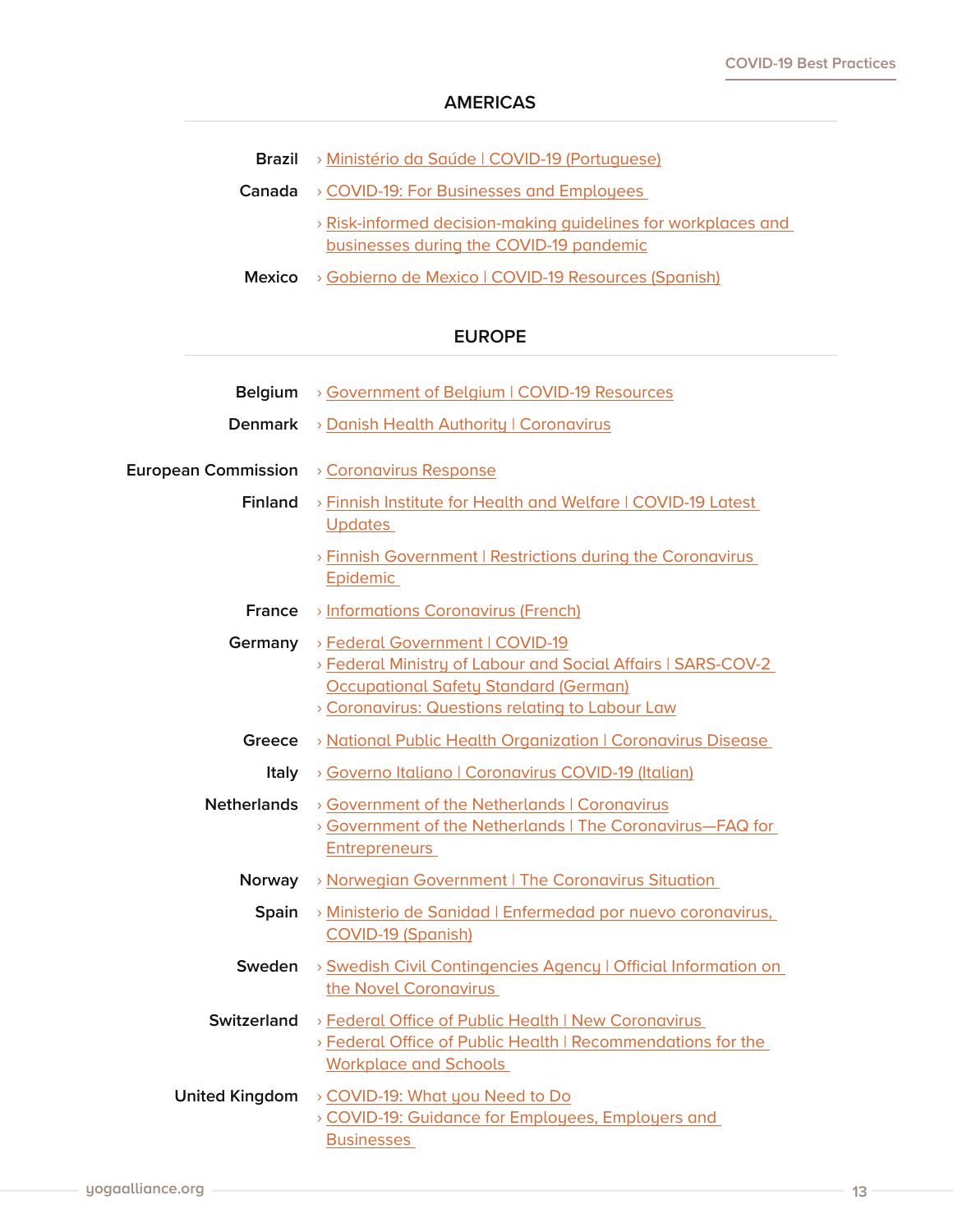## AMERICAS

**Brazil**
- › Ministério da Saúde | COVID-19 (Portuguese)

**Canada**
- › COVID-19: For Businesses and Employees
- › Risk-informed decision-making guidelines for workplaces and businesses during the COVID-19 pandemic

**Mexico**
- › Gobierno de Mexico | COVID-19 Resources (Spanish)

## EUROPE

**Belgium**
- › Government of Belgium | COVID-19 Resources

**Denmark**
- › Danish Health Authority | Coronavirus

**European Commission**
- › Coronavirus Response

**Finland**
- › Finnish Institute for Health and Welfare | COVID-19 Latest Updates
- › Finnish Government | Restrictions during the Coronavirus Epidemic

**France**
- › Informations Coronavirus (French)

**Germany**
- › Federal Government | COVID-19
- › Federal Ministry of Labour and Social Affairs | SARS-COV-2 Occupational Safety Standard (German)
- › Coronavirus: Questions relating to Labour Law

**Greece**
- › National Public Health Organization | Coronavirus Disease

**Italy**
- › Governo Italiano | Coronavirus COVID-19 (Italian)

**Netherlands**
- › Government of the Netherlands | Coronavirus
- › Government of the Netherlands | The Coronavirus—FAQ for Entrepreneurs

**Norway**
- › Norwegian Government | The Coronavirus Situation

**Spain**
- › Ministerio de Sanidad | Enfermedad por nuevo coronavirus, COVID-19 (Spanish)

**Sweden**
- › Swedish Civil Contingencies Agency | Official Information on the Novel Coronavirus

**Switzerland**
- › Federal Office of Public Health | New Coronavirus
- › Federal Office of Public Health | Recommendations for the Workplace and Schools

**United Kingdom**
- › COVID-19: What you Need to Do
- › COVID-19: Guidance for Employees, Employers and Businesses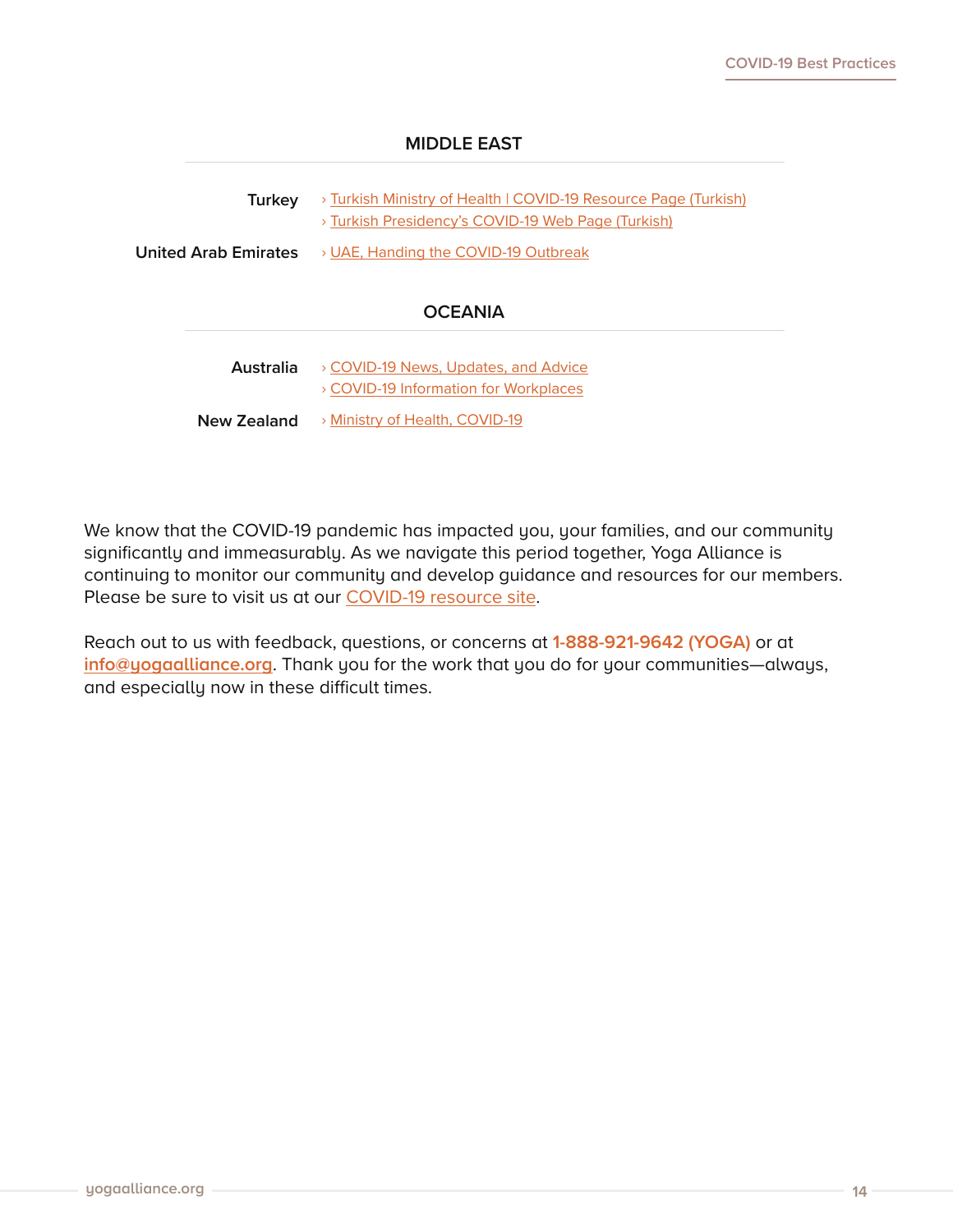## MIDDLE EAST

| | |
|---|---|
| **Turkey** | › Turkish Ministry of Health \| COVID-19 Resource Page (Turkish)<br>› Turkish Presidency's COVID-19 Web Page (Turkish) |
| **United Arab Emirates** | › UAE, Handing the COVID-19 Outbreak |

## OCEANIA

| | |
|---|---|
| **Australia** | › COVID-19 News, Updates, and Advice<br>› COVID-19 Information for Workplaces |
| **New Zealand** | › Ministry of Health, COVID-19 |

We know that the COVID-19 pandemic has impacted you, your families, and our community significantly and immeasurably. As we navigate this period together, Yoga Alliance is continuing to monitor our community and develop guidance and resources for our members. Please be sure to visit us at our COVID-19 resource site.

Reach out to us with feedback, questions, or concerns at **1-888-921-9642 (YOGA)** or at **info@yogaalliance.org**. Thank you for the work that you do for your communities—always, and especially now in these difficult times.